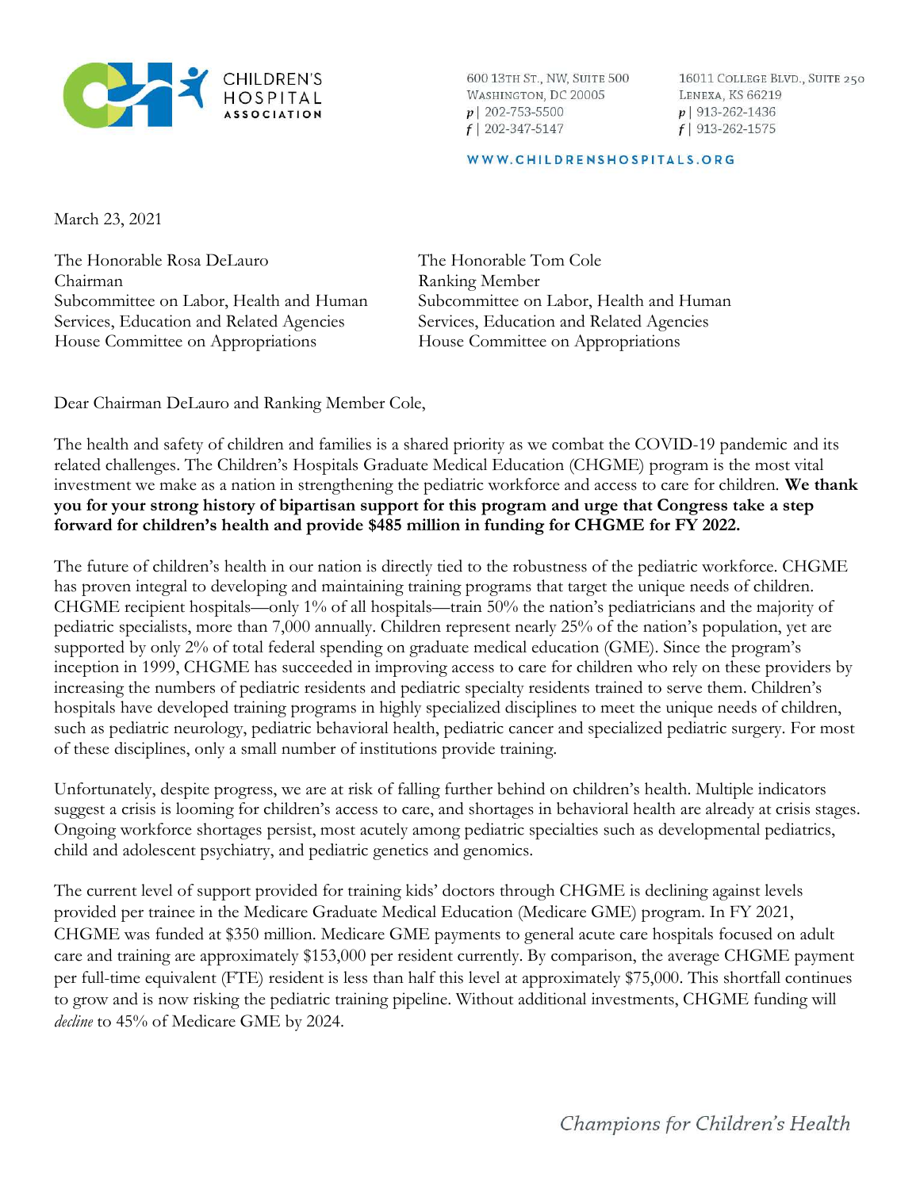CHILDREN'S HOSPITAL ASSOCIATION

600 13TH ST., NW, SUITE 500
WASHINGTON, DC 20005
p | 202-753-5500
f | 202-347-5147

16011 COLLEGE BLVD., SUITE 250
LENEXA, KS 66219
p | 913-262-1436
f | 913-262-1575

WWW.CHILDRENSHOSPITALS.ORG

March 23, 2021

The Honorable Rosa DeLauro
Chairman
Subcommittee on Labor, Health and Human Services, Education and Related Agencies
House Committee on Appropriations

The Honorable Tom Cole
Ranking Member
Subcommittee on Labor, Health and Human Services, Education and Related Agencies
House Committee on Appropriations

Dear Chairman DeLauro and Ranking Member Cole,

The health and safety of children and families is a shared priority as we combat the COVID-19 pandemic and its related challenges. The Children's Hospitals Graduate Medical Education (CHGME) program is the most vital investment we make as a nation in strengthening the pediatric workforce and access to care for children. **We thank you for your strong history of bipartisan support for this program and urge that Congress take a step forward for children's health and provide $485 million in funding for CHGME for FY 2022.**

The future of children's health in our nation is directly tied to the robustness of the pediatric workforce. CHGME has proven integral to developing and maintaining training programs that target the unique needs of children. CHGME recipient hospitals—only 1% of all hospitals—train 50% the nation's pediatricians and the majority of pediatric specialists, more than 7,000 annually. Children represent nearly 25% of the nation's population, yet are supported by only 2% of total federal spending on graduate medical education (GME). Since the program's inception in 1999, CHGME has succeeded in improving access to care for children who rely on these providers by increasing the numbers of pediatric residents and pediatric specialty residents trained to serve them. Children's hospitals have developed training programs in highly specialized disciplines to meet the unique needs of children, such as pediatric neurology, pediatric behavioral health, pediatric cancer and specialized pediatric surgery. For most of these disciplines, only a small number of institutions provide training.

Unfortunately, despite progress, we are at risk of falling further behind on children's health. Multiple indicators suggest a crisis is looming for children's access to care, and shortages in behavioral health are already at crisis stages. Ongoing workforce shortages persist, most acutely among pediatric specialties such as developmental pediatrics, child and adolescent psychiatry, and pediatric genetics and genomics.

The current level of support provided for training kids' doctors through CHGME is declining against levels provided per trainee in the Medicare Graduate Medical Education (Medicare GME) program. In FY 2021, CHGME was funded at $350 million. Medicare GME payments to general acute care hospitals focused on adult care and training are approximately $153,000 per resident currently. By comparison, the average CHGME payment per full-time equivalent (FTE) resident is less than half this level at approximately $75,000. This shortfall continues to grow and is now risking the pediatric training pipeline. Without additional investments, CHGME funding will *decline* to 45% of Medicare GME by 2024.

*Champions for Children's Health*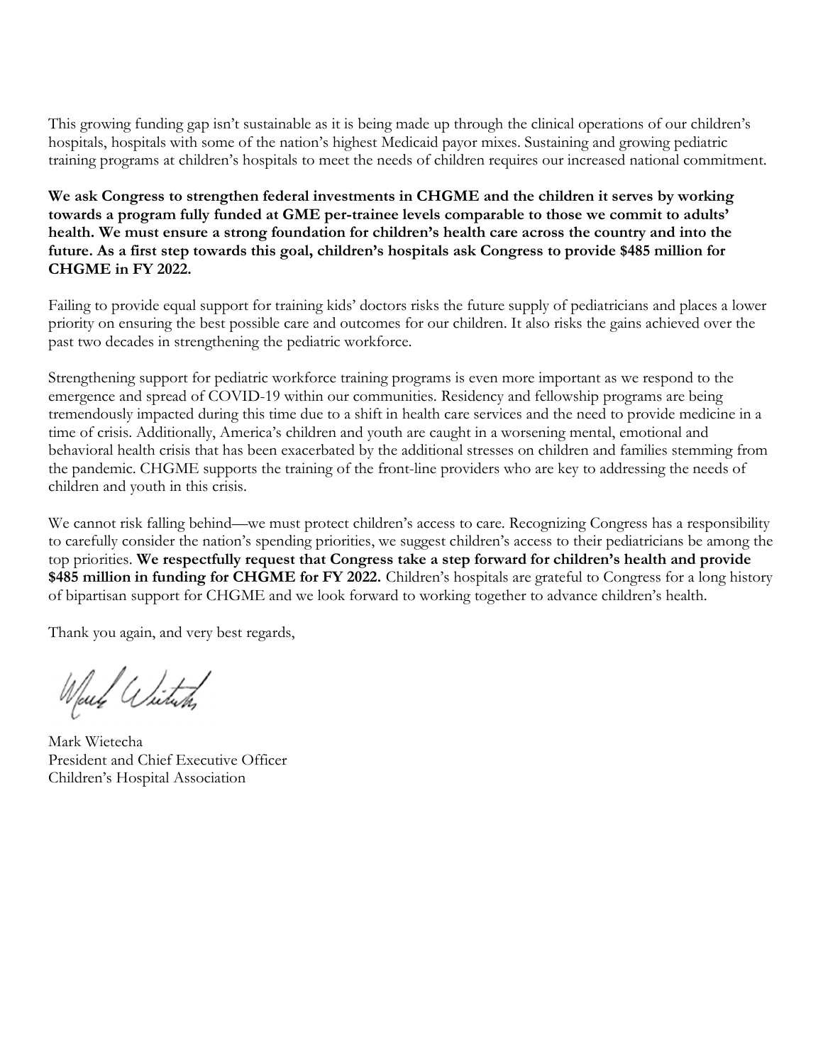This growing funding gap isn't sustainable as it is being made up through the clinical operations of our children's hospitals, hospitals with some of the nation's highest Medicaid payor mixes. Sustaining and growing pediatric training programs at children's hospitals to meet the needs of children requires our increased national commitment.

**We ask Congress to strengthen federal investments in CHGME and the children it serves by working towards a program fully funded at GME per-trainee levels comparable to those we commit to adults' health. We must ensure a strong foundation for children's health care across the country and into the future. As a first step towards this goal, children's hospitals ask Congress to provide $485 million for CHGME in FY 2022.**

Failing to provide equal support for training kids' doctors risks the future supply of pediatricians and places a lower priority on ensuring the best possible care and outcomes for our children. It also risks the gains achieved over the past two decades in strengthening the pediatric workforce.

Strengthening support for pediatric workforce training programs is even more important as we respond to the emergence and spread of COVID-19 within our communities. Residency and fellowship programs are being tremendously impacted during this time due to a shift in health care services and the need to provide medicine in a time of crisis. Additionally, America's children and youth are caught in a worsening mental, emotional and behavioral health crisis that has been exacerbated by the additional stresses on children and families stemming from the pandemic. CHGME supports the training of the front-line providers who are key to addressing the needs of children and youth in this crisis.

We cannot risk falling behind—we must protect children's access to care. Recognizing Congress has a responsibility to carefully consider the nation's spending priorities, we suggest children's access to their pediatricians be among the top priorities. **We respectfully request that Congress take a step forward for children's health and provide $485 million in funding for CHGME for FY 2022.** Children's hospitals are grateful to Congress for a long history of bipartisan support for CHGME and we look forward to working together to advance children's health.

Thank you again, and very best regards,

Mark Wietecha
President and Chief Executive Officer
Children's Hospital Association